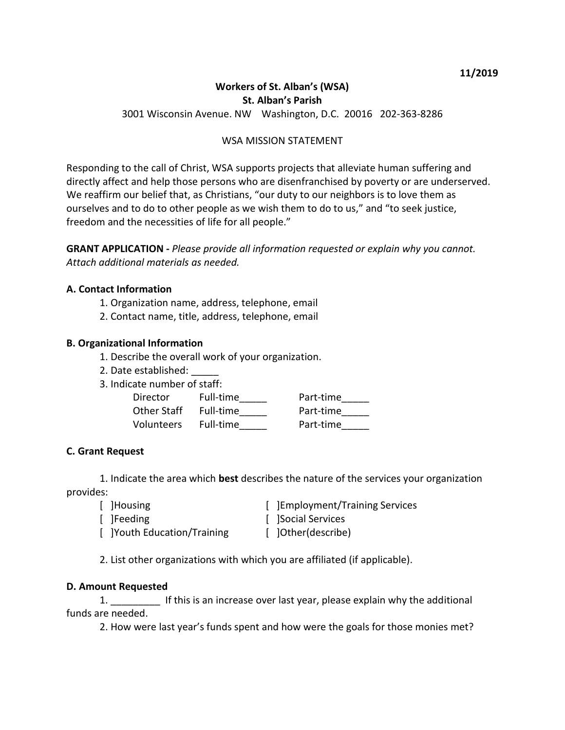**11/2019**

**Workers of St. Alban's (WSA)**
**St. Alban's Parish**
3001 Wisconsin Avenue. NW Washington, D.C. 20016 202-363-8286

WSA MISSION STATEMENT

Responding to the call of Christ, WSA supports projects that alleviate human suffering and directly affect and help those persons who are disenfranchised by poverty or are underserved. We reaffirm our belief that, as Christians, "our duty to our neighbors is to love them as ourselves and to do to other people as we wish them to do to us," and "to seek justice, freedom and the necessities of life for all people."

**GRANT APPLICATION -** *Please provide all information requested or explain why you cannot. Attach additional materials as needed.*

**A. Contact Information**

1. Organization name, address, telephone, email
2. Contact name, title, address, telephone, email

**B. Organizational Information**

1. Describe the overall work of your organization.
2. Date established: _____
3. Indicate number of staff:

| | | |
|---|---|---|
| Director | Full-time_____ | Part-time_____ |
| Other Staff | Full-time_____ | Part-time_____ |
| Volunteers | Full-time_____ | Part-time_____ |

**C. Grant Request**

1. Indicate the area which **best** describes the nature of the services your organization provides:

[ ]Housing
[ ]Feeding
[ ]Youth Education/Training
[ ]Employment/Training Services
[ ]Social Services
[ ]Other(describe)

2. List other organizations with which you are affiliated (if applicable).

**D. Amount Requested**

1. _________ If this is an increase over last year, please explain why the additional funds are needed.
2. How were last year's funds spent and how were the goals for those monies met?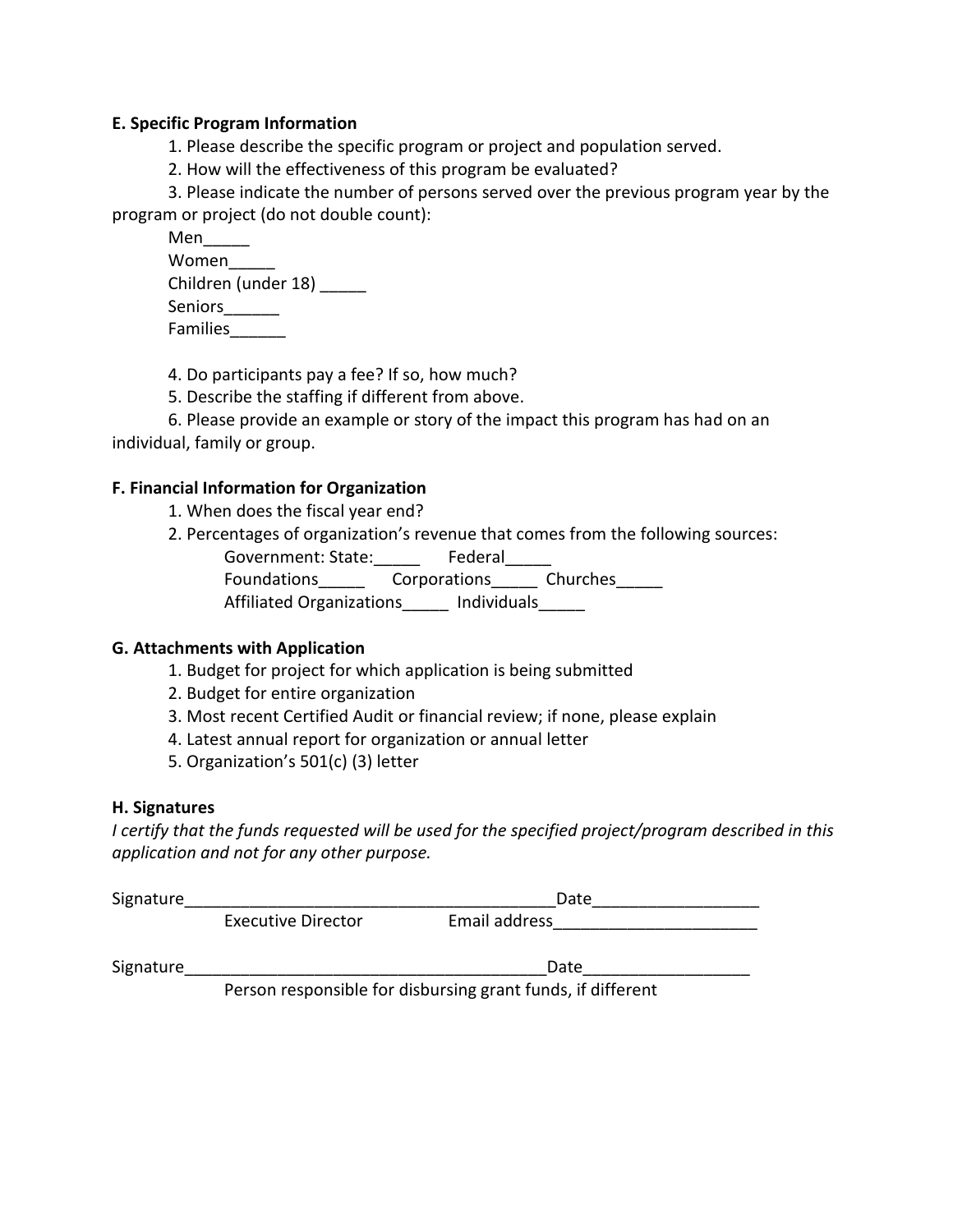**E. Specific Program Information**

1. Please describe the specific program or project and population served.
2. How will the effectiveness of this program be evaluated?
3. Please indicate the number of persons served over the previous program year by the program or project (do not double count):

    Men_____
    Women_____
    Children (under 18) _____
    Seniors______
    Families______

4. Do participants pay a fee? If so, how much?
5. Describe the staffing if different from above.
6. Please provide an example or story of the impact this program has had on an individual, family or group.

**F. Financial Information for Organization**

1. When does the fiscal year end?
2. Percentages of organization's revenue that comes from the following sources:

    Government: State:_____ Federal_____
    Foundations_____ Corporations_____ Churches_____
    Affiliated Organizations_____ Individuals_____

**G. Attachments with Application**

1. Budget for project for which application is being submitted
2. Budget for entire organization
3. Most recent Certified Audit or financial review; if none, please explain
4. Latest annual report for organization or annual letter
5. Organization's 501(c) (3) letter

**H. Signatures**

*I certify that the funds requested will be used for the specified project/program described in this application and not for any other purpose.*

Signature________________________________________Date__________________
Executive Director Email address______________________

Signature________________________________________Date__________________
Person responsible for disbursing grant funds, if different